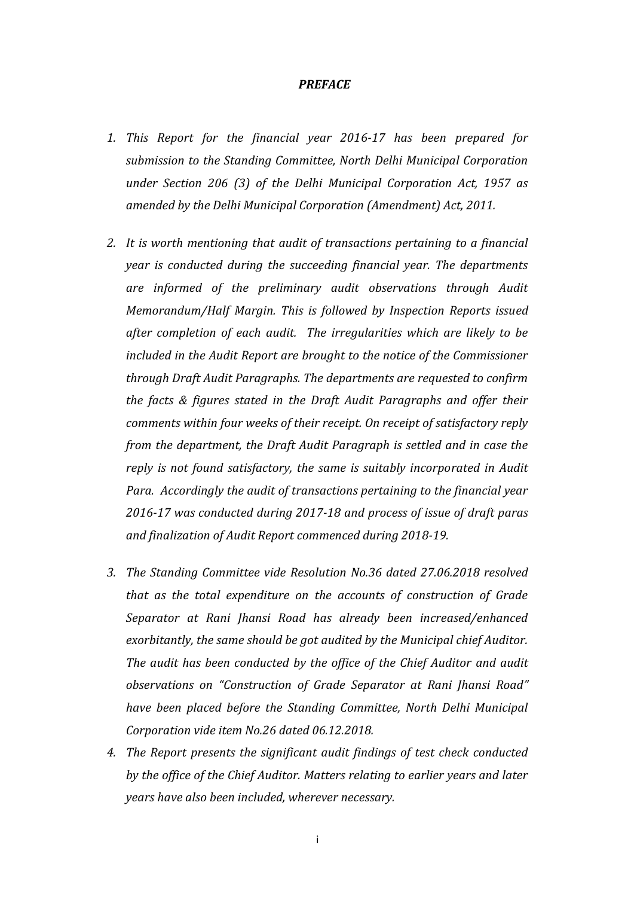# *PREFACE*

1. *This Report for the financial year 2016-17 has been prepared for submission to the Standing Committee, North Delhi Municipal Corporation under Section 206 (3) of the Delhi Municipal Corporation Act, 1957 as amended by the Delhi Municipal Corporation (Amendment) Act, 2011.*

2. *It is worth mentioning that audit of transactions pertaining to a financial year is conducted during the succeeding financial year. The departments are informed of the preliminary audit observations through Audit Memorandum/Half Margin. This is followed by Inspection Reports issued after completion of each audit. The irregularities which are likely to be included in the Audit Report are brought to the notice of the Commissioner through Draft Audit Paragraphs. The departments are requested to confirm the facts & figures stated in the Draft Audit Paragraphs and offer their comments within four weeks of their receipt. On receipt of satisfactory reply from the department, the Draft Audit Paragraph is settled and in case the reply is not found satisfactory, the same is suitably incorporated in Audit Para. Accordingly the audit of transactions pertaining to the financial year 2016-17 was conducted during 2017-18 and process of issue of draft paras and finalization of Audit Report commenced during 2018-19.*

3. *The Standing Committee vide Resolution No.36 dated 27.06.2018 resolved that as the total expenditure on the accounts of construction of Grade Separator at Rani Jhansi Road has already been increased/enhanced exorbitantly, the same should be got audited by the Municipal chief Auditor. The audit has been conducted by the office of the Chief Auditor and audit observations on "Construction of Grade Separator at Rani Jhansi Road" have been placed before the Standing Committee, North Delhi Municipal Corporation vide item No.26 dated 06.12.2018.*

4. *The Report presents the significant audit findings of test check conducted by the office of the Chief Auditor. Matters relating to earlier years and later years have also been included, wherever necessary.*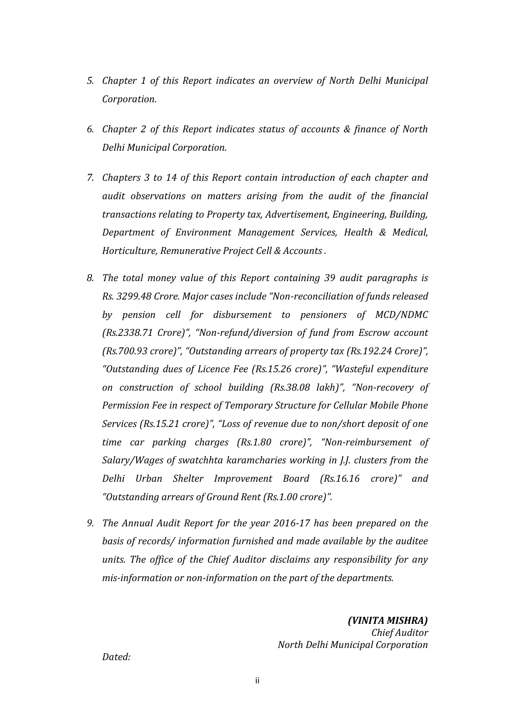5. *Chapter 1 of this Report indicates an overview of North Delhi Municipal Corporation.*

6. *Chapter 2 of this Report indicates status of accounts & finance of North Delhi Municipal Corporation.*

7. *Chapters 3 to 14 of this Report contain introduction of each chapter and audit observations on matters arising from the audit of the financial transactions relating to Property tax, Advertisement, Engineering, Building, Department of Environment Management Services, Health & Medical, Horticulture, Remunerative Project Cell & Accounts .*

8. *The total money value of this Report containing 39 audit paragraphs is Rs. 3299.48 Crore. Major cases include "Non-reconciliation of funds released by pension cell for disbursement to pensioners of MCD/NDMC (Rs.2338.71 Crore)", "Non-refund/diversion of fund from Escrow account (Rs.700.93 crore)", "Outstanding arrears of property tax (Rs.192.24 Crore)", "Outstanding dues of Licence Fee (Rs.15.26 crore)", "Wasteful expenditure on construction of school building (Rs.38.08 lakh)", "Non-recovery of Permission Fee in respect of Temporary Structure for Cellular Mobile Phone Services (Rs.15.21 crore)", "Loss of revenue due to non/short deposit of one time car parking charges (Rs.1.80 crore)", "Non-reimbursement of Salary/Wages of swatchhta karamcharies working in J.J. clusters from the Delhi Urban Shelter Improvement Board (Rs.16.16 crore)" and "Outstanding arrears of Ground Rent (Rs.1.00 crore)".*

9. *The Annual Audit Report for the year 2016-17 has been prepared on the basis of records/ information furnished and made available by the auditee units. The office of the Chief Auditor disclaims any responsibility for any mis-information or non-information on the part of the departments.*

***(VINITA MISHRA)***
*Chief Auditor*
*North Delhi Municipal Corporation*

*Dated:*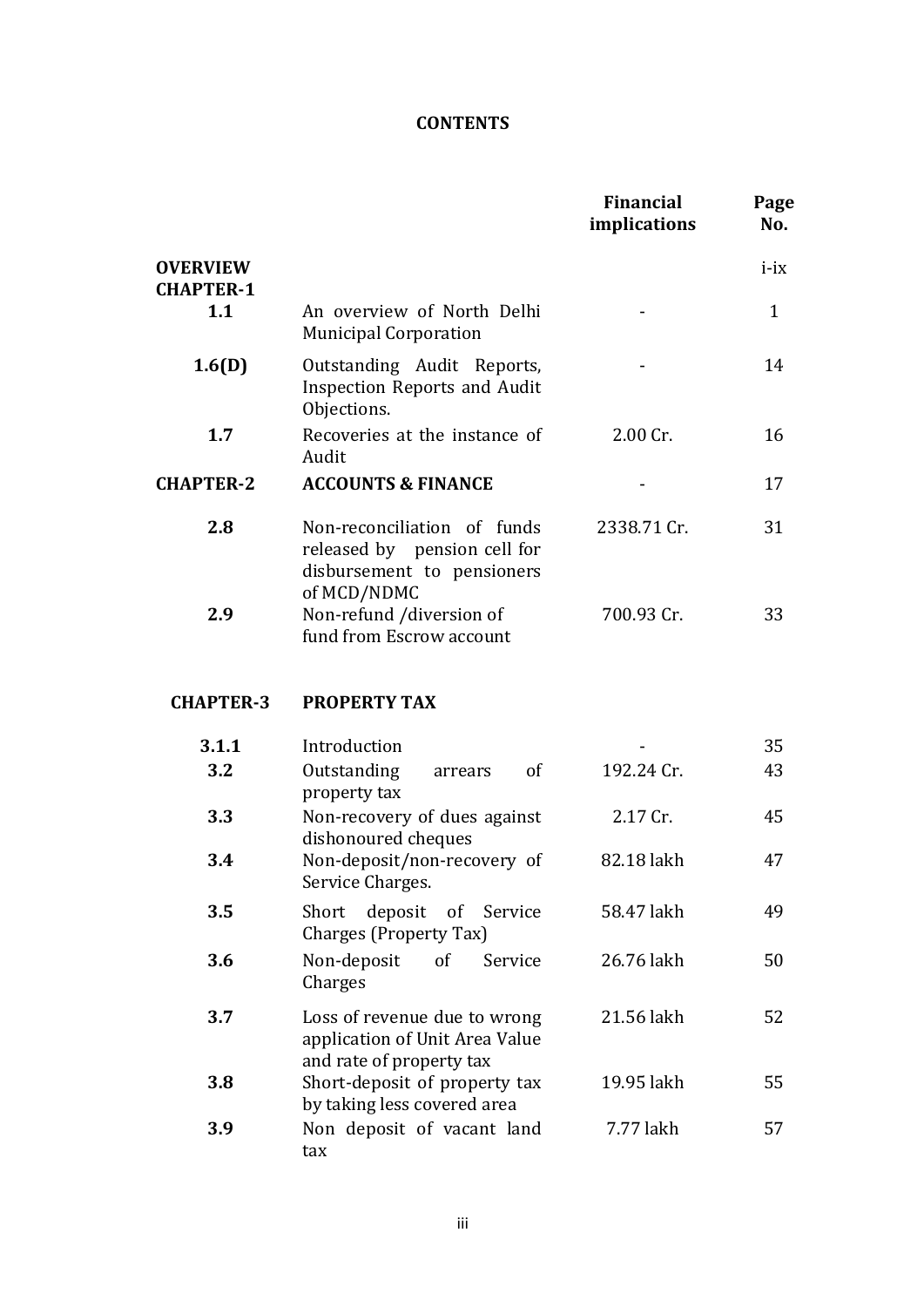# CONTENTS

| | | Financial implications | Page No. |
|---|---|---|---|
| **OVERVIEW** | | | i-ix |
| **CHAPTER-1** | | | |
| **1.1** | An overview of North Delhi Municipal Corporation | - | 1 |
| **1.6(D)** | Outstanding Audit Reports, Inspection Reports and Audit Objections. | - | 14 |
| **1.7** | Recoveries at the instance of Audit | 2.00 Cr. | 16 |
| **CHAPTER-2** | **ACCOUNTS & FINANCE** | - | 17 |
| **2.8** | Non-reconciliation of funds released by pension cell for disbursement to pensioners of MCD/NDMC | 2338.71 Cr. | 31 |
| **2.9** | Non-refund /diversion of fund from Escrow account | 700.93 Cr. | 33 |
| **CHAPTER-3** | **PROPERTY TAX** | | |
| **3.1.1** | Introduction | - | 35 |
| **3.2** | Outstanding arrears of property tax | 192.24 Cr. | 43 |
| **3.3** | Non-recovery of dues against dishonoured cheques | 2.17 Cr. | 45 |
| **3.4** | Non-deposit/non-recovery of Service Charges. | 82.18 lakh | 47 |
| **3.5** | Short deposit of Service Charges (Property Tax) | 58.47 lakh | 49 |
| **3.6** | Non-deposit of Service Charges | 26.76 lakh | 50 |
| **3.7** | Loss of revenue due to wrong application of Unit Area Value and rate of property tax | 21.56 lakh | 52 |
| **3.8** | Short-deposit of property tax by taking less covered area | 19.95 lakh | 55 |
| **3.9** | Non deposit of vacant land tax | 7.77 lakh | 57 |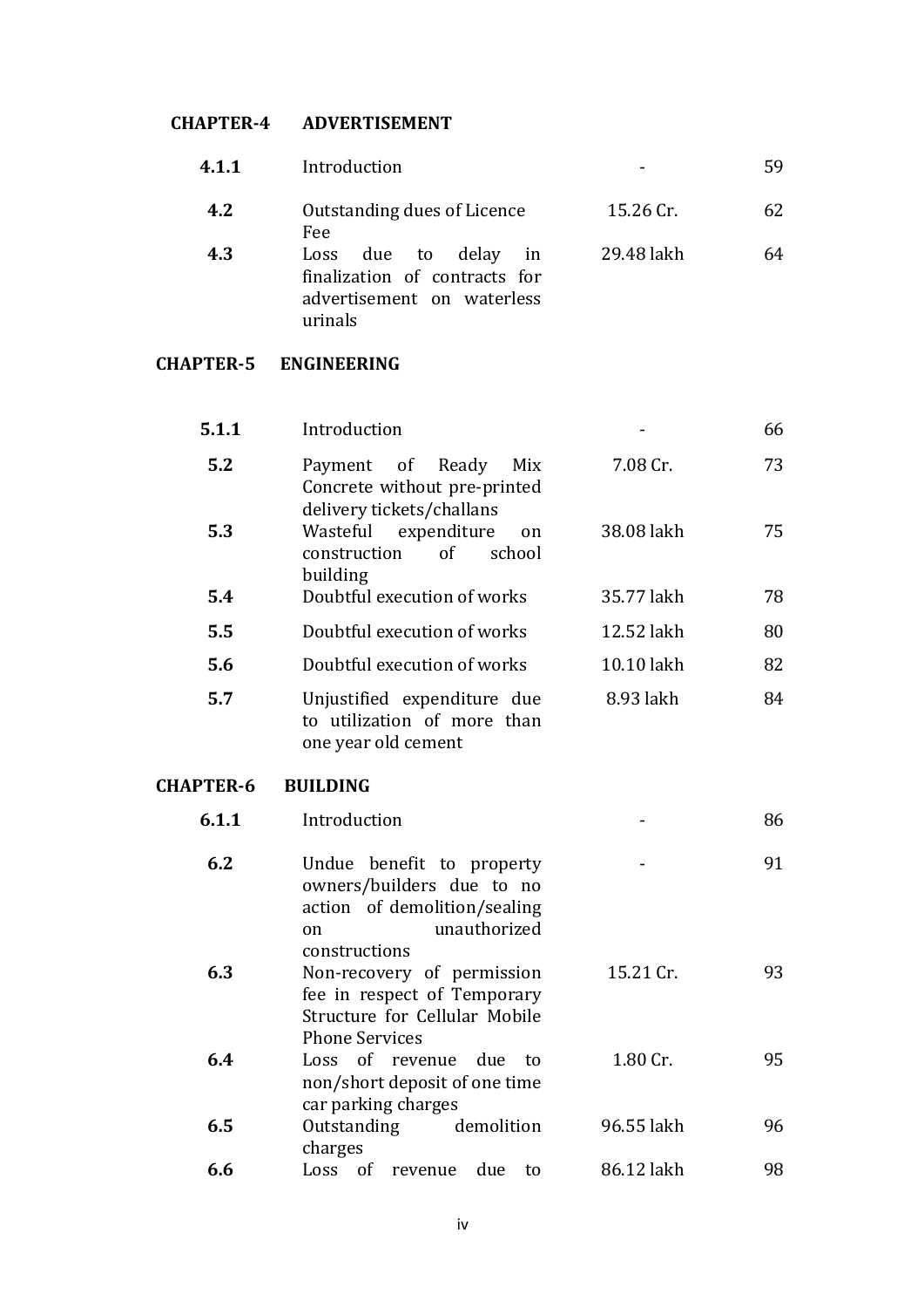| | | | |
|---|---|---|---|
| **CHAPTER-4** | **ADVERTISEMENT** | | |
| **4.1.1** | Introduction | - | 59 |
| **4.2** | Outstanding dues of Licence Fee | 15.26 Cr. | 62 |
| **4.3** | Loss due to delay in finalization of contracts for advertisement on waterless urinals | 29.48 lakh | 64 |
| **CHAPTER-5** | **ENGINEERING** | | |
| **5.1.1** | Introduction | - | 66 |
| **5.2** | Payment of Ready Mix Concrete without pre-printed delivery tickets/challans | 7.08 Cr. | 73 |
| **5.3** | Wasteful expenditure on construction of school building | 38.08 lakh | 75 |
| **5.4** | Doubtful execution of works | 35.77 lakh | 78 |
| **5.5** | Doubtful execution of works | 12.52 lakh | 80 |
| **5.6** | Doubtful execution of works | 10.10 lakh | 82 |
| **5.7** | Unjustified expenditure due to utilization of more than one year old cement | 8.93 lakh | 84 |
| **CHAPTER-6** | **BUILDING** | | |
| **6.1.1** | Introduction | - | 86 |
| **6.2** | Undue benefit to property owners/builders due to no action of demolition/sealing on unauthorized constructions | - | 91 |
| **6.3** | Non-recovery of permission fee in respect of Temporary Structure for Cellular Mobile Phone Services | 15.21 Cr. | 93 |
| **6.4** | Loss of revenue due to non/short deposit of one time car parking charges | 1.80 Cr. | 95 |
| **6.5** | Outstanding demolition charges | 96.55 lakh | 96 |
| **6.6** | Loss of revenue due to | 86.12 lakh | 98 |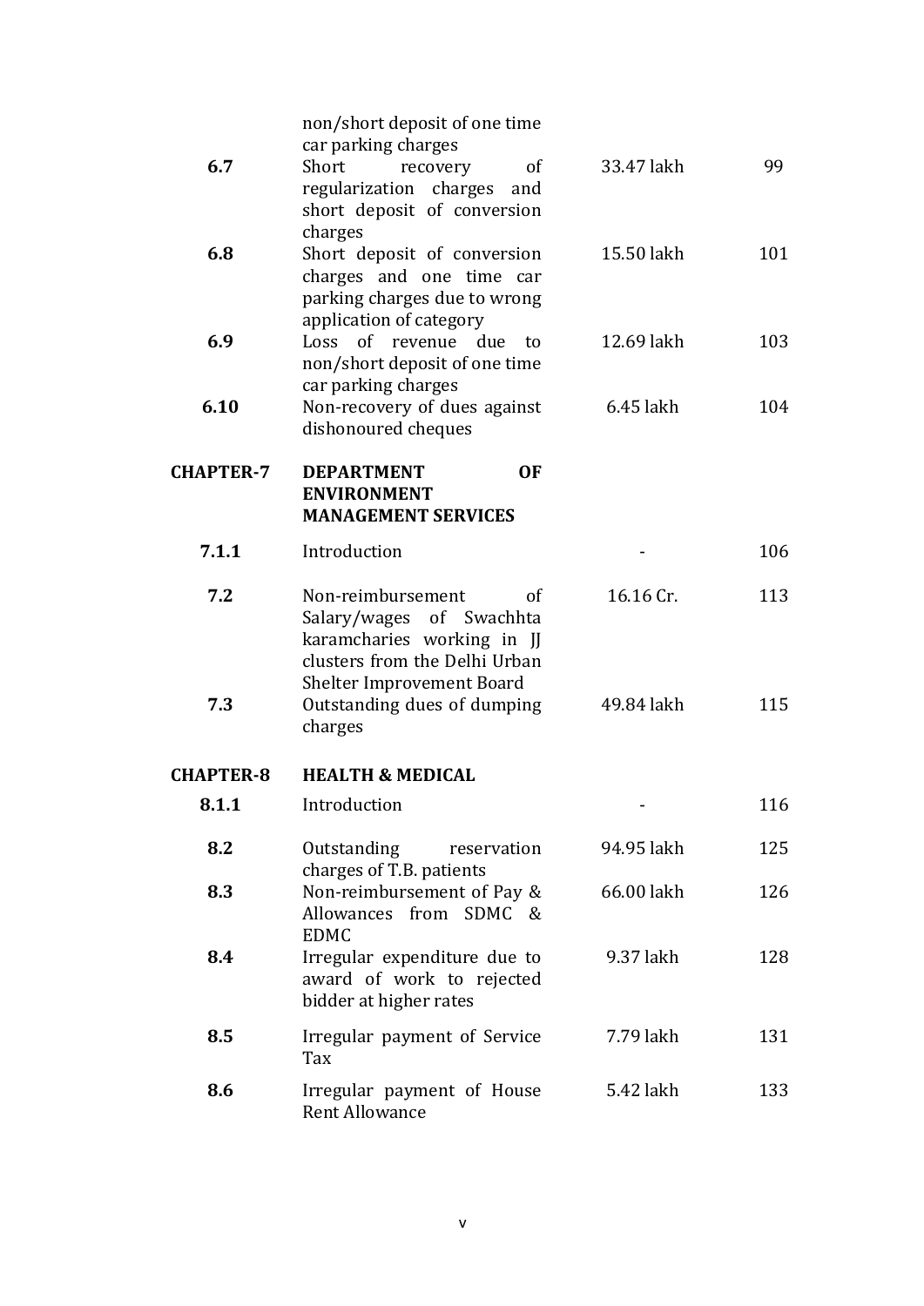| | | | |
|---|---|---|---|
| | non/short deposit of one time car parking charges | | |
| **6.7** | Short recovery of regularization charges and short deposit of conversion charges | 33.47 lakh | 99 |
| **6.8** | Short deposit of conversion charges and one time car parking charges due to wrong application of category | 15.50 lakh | 101 |
| **6.9** | Loss of revenue due to non/short deposit of one time car parking charges | 12.69 lakh | 103 |
| **6.10** | Non-recovery of dues against dishonoured cheques | 6.45 lakh | 104 |
| **CHAPTER-7** | **DEPARTMENT OF ENVIRONMENT MANAGEMENT SERVICES** | | |
| **7.1.1** | Introduction | - | 106 |
| **7.2** | Non-reimbursement of Salary/wages of Swachhta karamcharies working in JJ clusters from the Delhi Urban Shelter Improvement Board | 16.16 Cr. | 113 |
| **7.3** | Outstanding dues of dumping charges | 49.84 lakh | 115 |
| **CHAPTER-8** | **HEALTH & MEDICAL** | | |
| **8.1.1** | Introduction | - | 116 |
| **8.2** | Outstanding reservation charges of T.B. patients | 94.95 lakh | 125 |
| **8.3** | Non-reimbursement of Pay & Allowances from SDMC & EDMC | 66.00 lakh | 126 |
| **8.4** | Irregular expenditure due to award of work to rejected bidder at higher rates | 9.37 lakh | 128 |
| **8.5** | Irregular payment of Service Tax | 7.79 lakh | 131 |
| **8.6** | Irregular payment of House Rent Allowance | 5.42 lakh | 133 |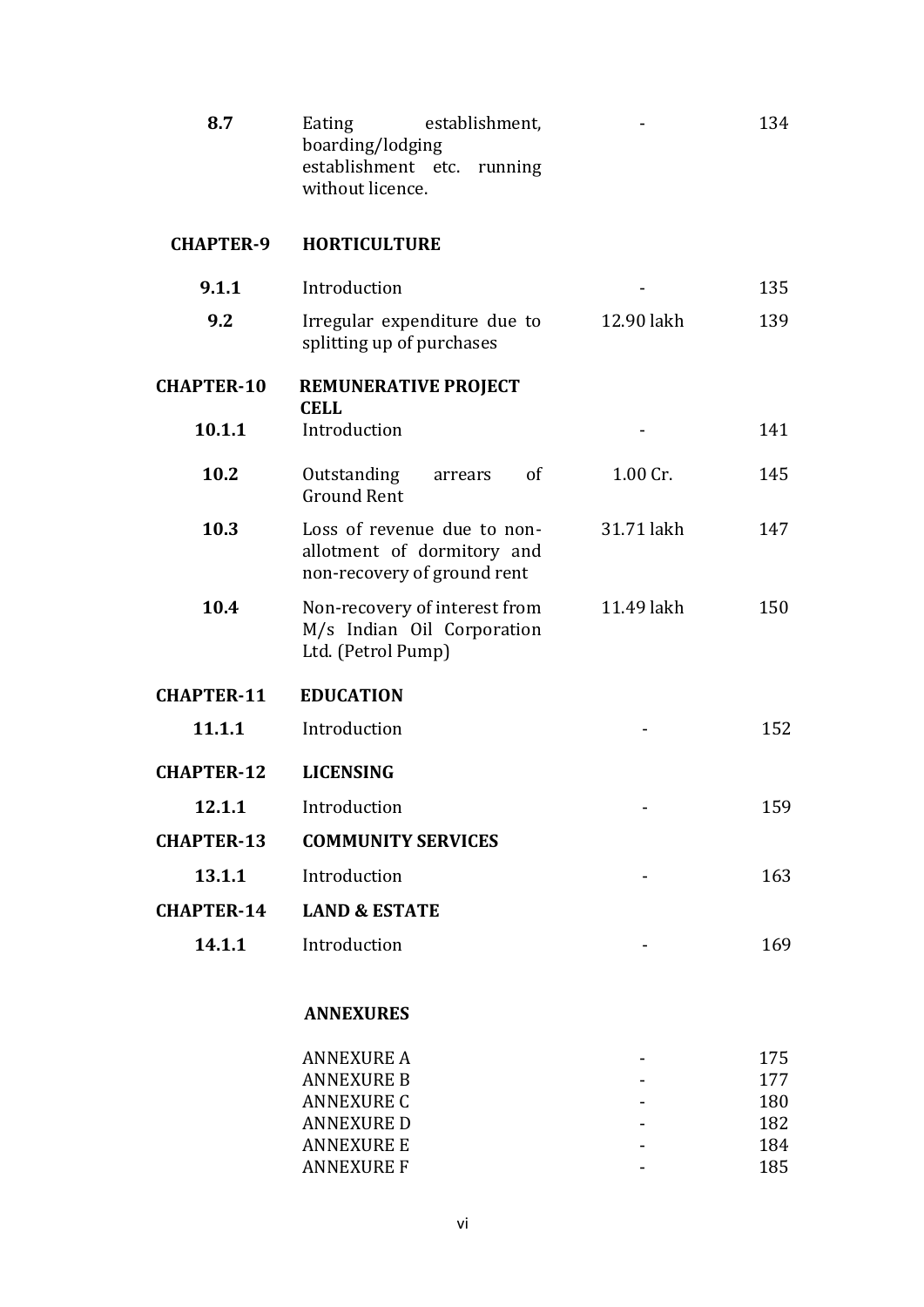| | | | |
|---|---|---|---|
| **8.7** | Eating establishment, boarding/lodging establishment etc. running without licence. | - | 134 |
| **CHAPTER-9** | **HORTICULTURE** | | |
| **9.1.1** | Introduction | - | 135 |
| **9.2** | Irregular expenditure due to splitting up of purchases | 12.90 lakh | 139 |
| **CHAPTER-10** | **REMUNERATIVE PROJECT CELL** | | |
| **10.1.1** | Introduction | - | 141 |
| **10.2** | Outstanding arrears of Ground Rent | 1.00 Cr. | 145 |
| **10.3** | Loss of revenue due to non-allotment of dormitory and non-recovery of ground rent | 31.71 lakh | 147 |
| **10.4** | Non-recovery of interest from M/s Indian Oil Corporation Ltd. (Petrol Pump) | 11.49 lakh | 150 |
| **CHAPTER-11** | **EDUCATION** | | |
| **11.1.1** | Introduction | - | 152 |
| **CHAPTER-12** | **LICENSING** | | |
| **12.1.1** | Introduction | - | 159 |
| **CHAPTER-13** | **COMMUNITY SERVICES** | | |
| **13.1.1** | Introduction | - | 163 |
| **CHAPTER-14** | **LAND & ESTATE** | | |
| **14.1.1** | Introduction | - | 169 |
| | **ANNEXURES** | | |
| | ANNEXURE A | - | 175 |
| | ANNEXURE B | - | 177 |
| | ANNEXURE C | - | 180 |
| | ANNEXURE D | - | 182 |
| | ANNEXURE E | - | 184 |
| | ANNEXURE F | - | 185 |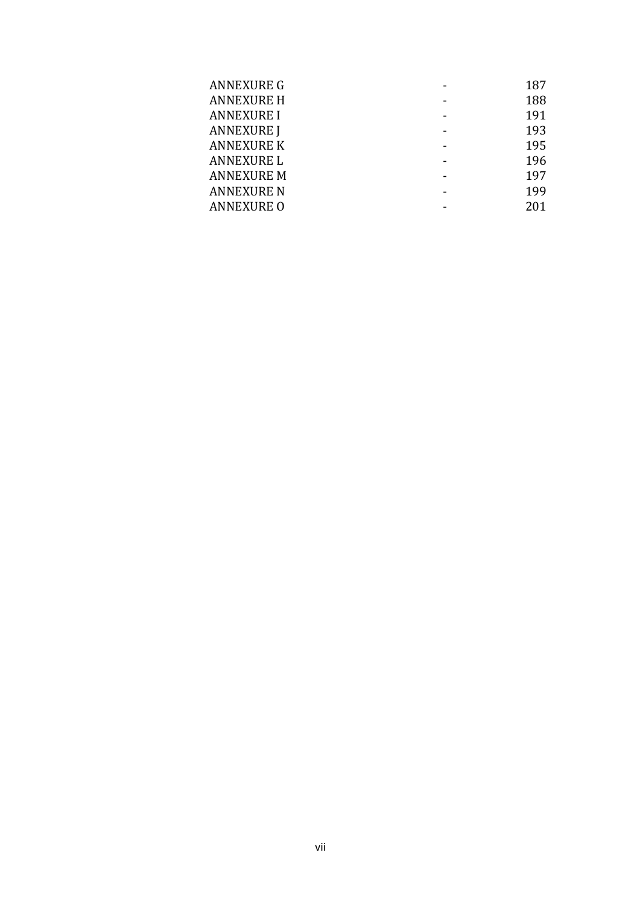| | | |
|---|---|---|
| ANNEXURE G | - | 187 |
| ANNEXURE H | - | 188 |
| ANNEXURE I | - | 191 |
| ANNEXURE J | - | 193 |
| ANNEXURE K | - | 195 |
| ANNEXURE L | - | 196 |
| ANNEXURE M | - | 197 |
| ANNEXURE N | - | 199 |
| ANNEXURE O | - | 201 |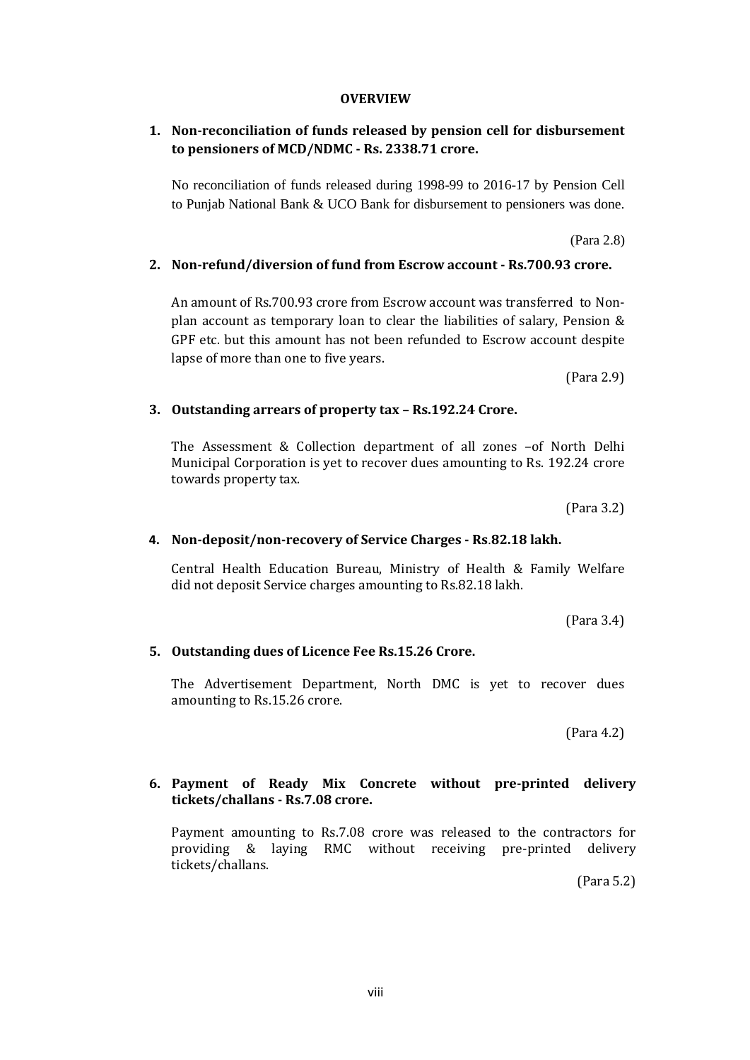# OVERVIEW

1. **Non-reconciliation of funds released by pension cell for disbursement to pensioners of MCD/NDMC - Rs. 2338.71 crore.**

   No reconciliation of funds released during 1998-99 to 2016-17 by Pension Cell to Punjab National Bank & UCO Bank for disbursement to pensioners was done.

   (Para 2.8)

2. **Non-refund/diversion of fund from Escrow account - Rs.700.93 crore.**

   An amount of Rs.700.93 crore from Escrow account was transferred to Non-plan account as temporary loan to clear the liabilities of salary, Pension & GPF etc. but this amount has not been refunded to Escrow account despite lapse of more than one to five years.

   (Para 2.9)

3. **Outstanding arrears of property tax – Rs.192.24 Crore.**

   The Assessment & Collection department of all zones –of North Delhi Municipal Corporation is yet to recover dues amounting to Rs. 192.24 crore towards property tax.

   (Para 3.2)

4. **Non-deposit/non-recovery of Service Charges - Rs.82.18 lakh.**

   Central Health Education Bureau, Ministry of Health & Family Welfare did not deposit Service charges amounting to Rs.82.18 lakh.

   (Para 3.4)

5. **Outstanding dues of Licence Fee Rs.15.26 Crore.**

   The Advertisement Department, North DMC is yet to recover dues amounting to Rs.15.26 crore.

   (Para 4.2)

6. **Payment of Ready Mix Concrete without pre-printed delivery tickets/challans - Rs.7.08 crore.**

   Payment amounting to Rs.7.08 crore was released to the contractors for providing & laying RMC without receiving pre-printed delivery tickets/challans.

   (Para 5.2)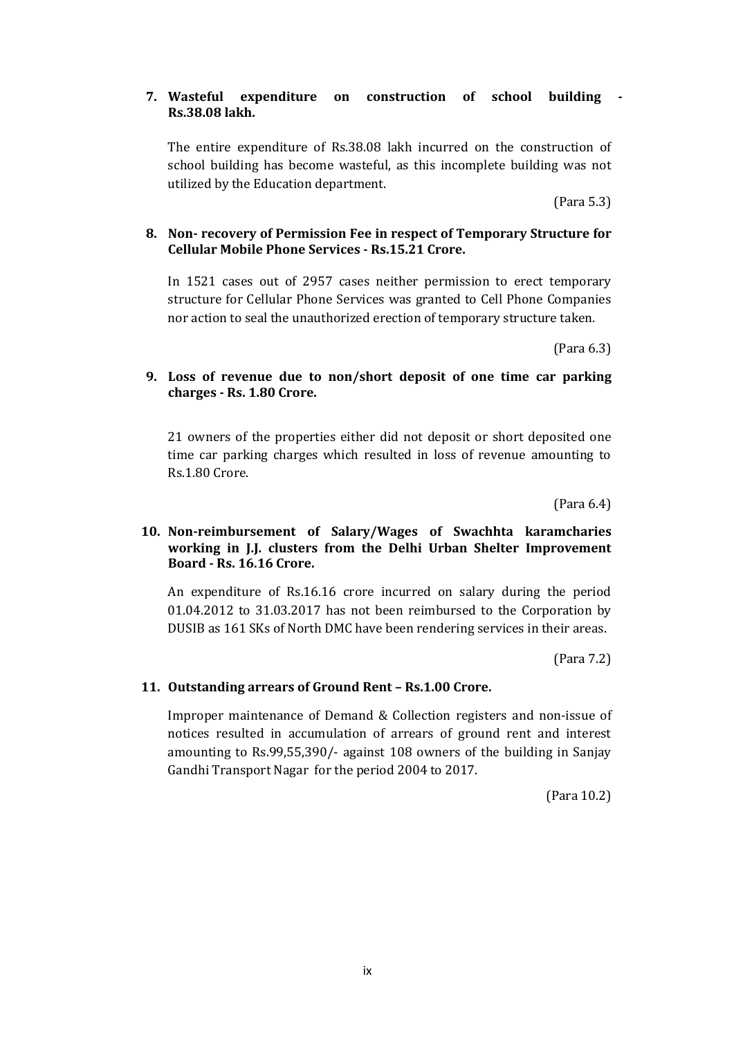7. **Wasteful expenditure on construction of school building - Rs.38.08 lakh.**

   The entire expenditure of Rs.38.08 lakh incurred on the construction of school building has become wasteful, as this incomplete building was not utilized by the Education department.

   (Para 5.3)

8. **Non- recovery of Permission Fee in respect of Temporary Structure for Cellular Mobile Phone Services - Rs.15.21 Crore.**

   In 1521 cases out of 2957 cases neither permission to erect temporary structure for Cellular Phone Services was granted to Cell Phone Companies nor action to seal the unauthorized erection of temporary structure taken.

   (Para 6.3)

9. **Loss of revenue due to non/short deposit of one time car parking charges - Rs. 1.80 Crore.**

   21 owners of the properties either did not deposit or short deposited one time car parking charges which resulted in loss of revenue amounting to Rs.1.80 Crore.

   (Para 6.4)

10. **Non-reimbursement of Salary/Wages of Swachhta karamcharies working in J.J. clusters from the Delhi Urban Shelter Improvement Board - Rs. 16.16 Crore.**

    An expenditure of Rs.16.16 crore incurred on salary during the period 01.04.2012 to 31.03.2017 has not been reimbursed to the Corporation by DUSIB as 161 SKs of North DMC have been rendering services in their areas.

    (Para 7.2)

11. **Outstanding arrears of Ground Rent – Rs.1.00 Crore.**

    Improper maintenance of Demand & Collection registers and non-issue of notices resulted in accumulation of arrears of ground rent and interest amounting to Rs.99,55,390/- against 108 owners of the building in Sanjay Gandhi Transport Nagar for the period 2004 to 2017.

    (Para 10.2)